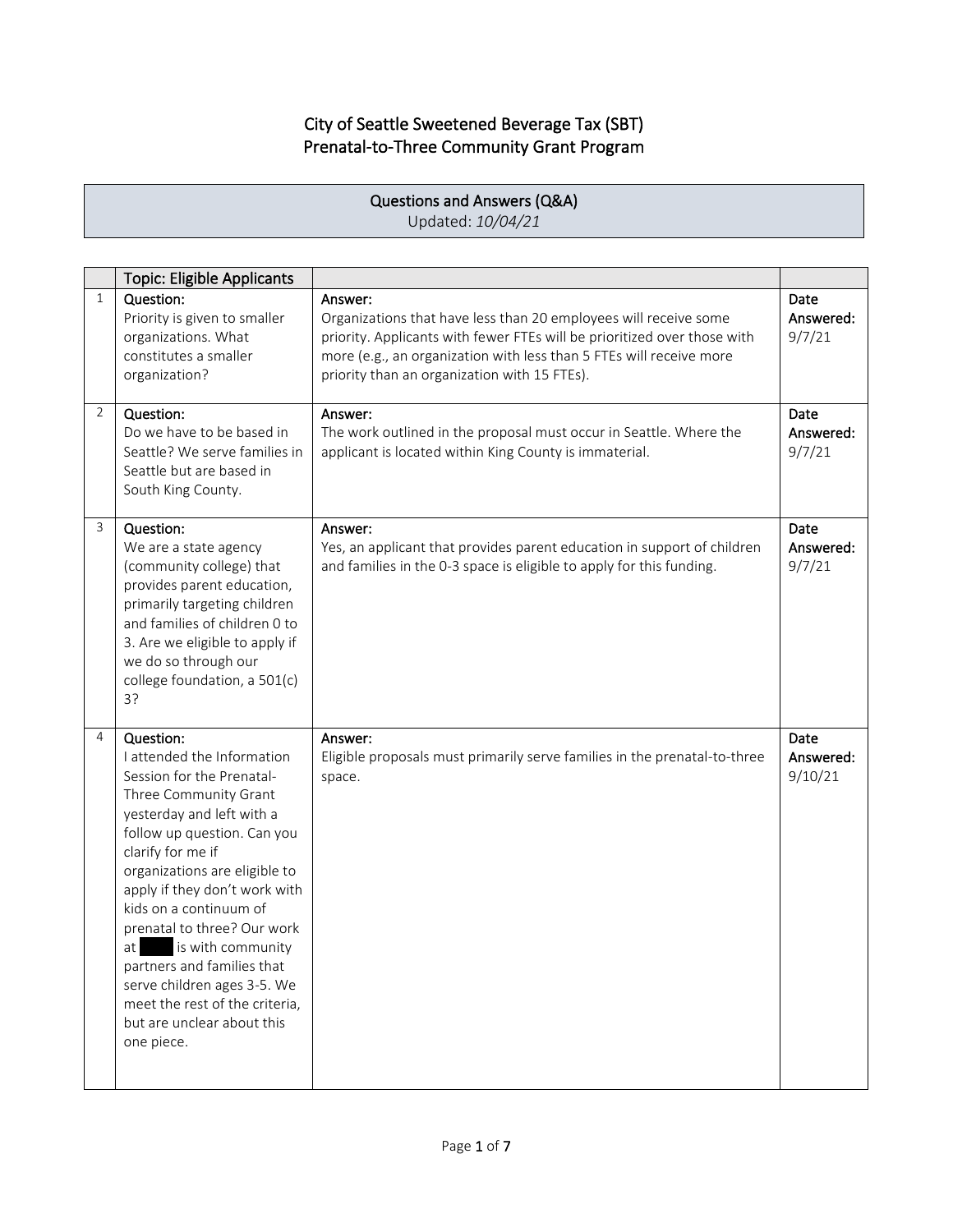# City of Seattle Sweetened Beverage Tax (SBT)
# Prenatal-to-Three Community Grant Program

## Questions and Answers (Q&A)

Updated: *10/04/21*

| | Topic: Eligible Applicants | | |
|---|---|---|---|
| 1 | Question:<br>Priority is given to smaller organizations. What constitutes a smaller organization? | Answer:<br>Organizations that have less than 20 employees will receive some priority. Applicants with fewer FTEs will be prioritized over those with more (e.g., an organization with less than 5 FTEs will receive more priority than an organization with 15 FTEs). | Date Answered:<br>9/7/21 |
| 2 | Question:<br>Do we have to be based in Seattle? We serve families in Seattle but are based in South King County. | Answer:<br>The work outlined in the proposal must occur in Seattle. Where the applicant is located within King County is immaterial. | Date Answered:<br>9/7/21 |
| 3 | Question:<br>We are a state agency (community college) that provides parent education, primarily targeting children and families of children 0 to 3. Are we eligible to apply if we do so through our college foundation, a 501(c) 3? | Answer:<br>Yes, an applicant that provides parent education in support of children and families in the 0-3 space is eligible to apply for this funding. | Date Answered:<br>9/7/21 |
| 4 | Question:<br>I attended the Information Session for the Prenatal-Three Community Grant yesterday and left with a follow up question. Can you clarify for me if organizations are eligible to apply if they don't work with kids on a continuum of prenatal to three? Our work at [redacted] is with community partners and families that serve children ages 3-5. We meet the rest of the criteria, but are unclear about this one piece. | Answer:<br>Eligible proposals must primarily serve families in the prenatal-to-three space. | Date Answered:<br>9/10/21 |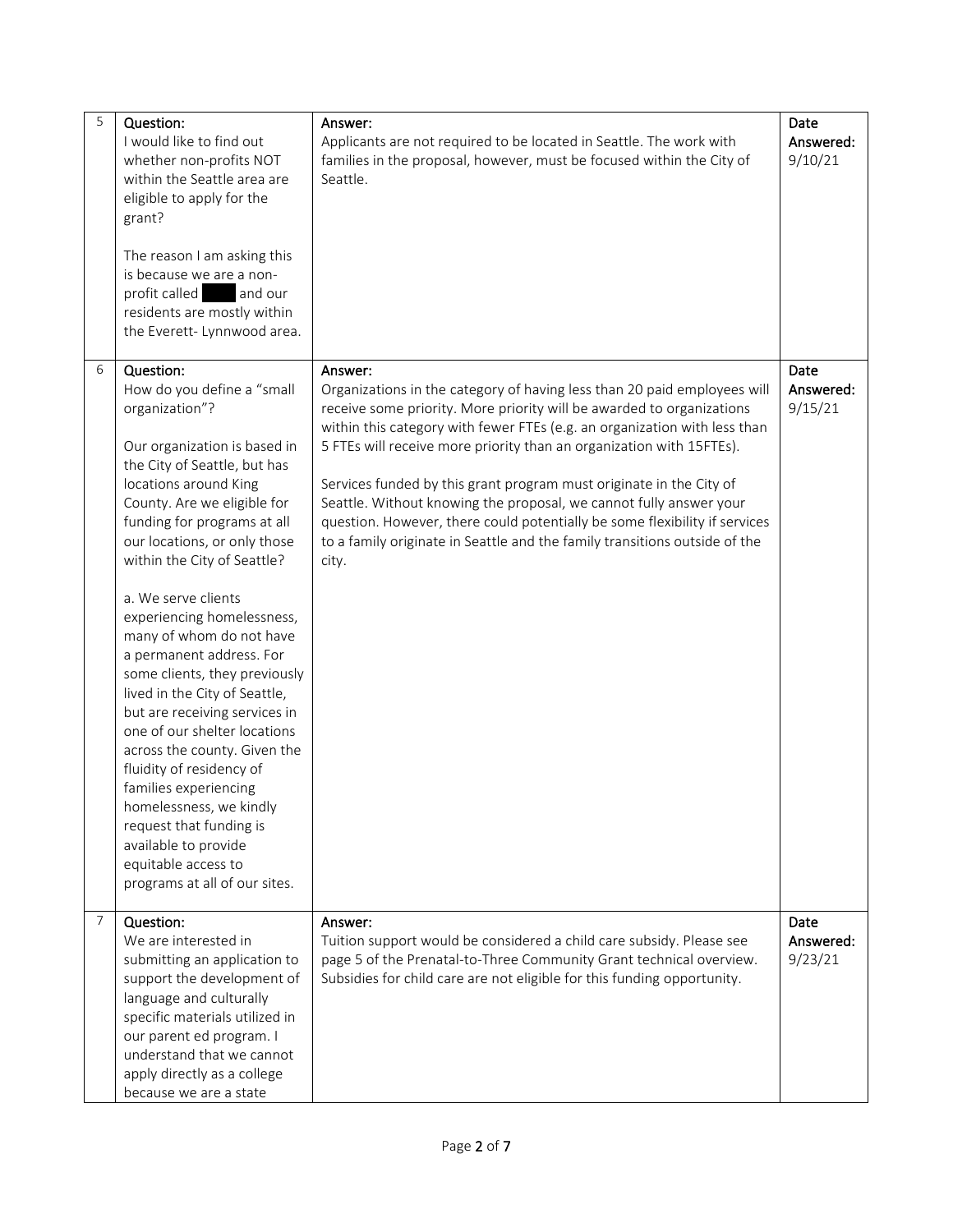| 5 | Question:<br>I would like to find out whether non-profits NOT within the Seattle area are eligible to apply for the grant?<br><br>The reason I am asking this is because we are a non-profit called [REDACTED] and our residents are mostly within the Everett- Lynnwood area. | Answer:<br>Applicants are not required to be located in Seattle. The work with families in the proposal, however, must be focused within the City of Seattle. | Date Answered:<br>9/10/21 |
|---|---|---|---|
| 6 | Question:<br>How do you define a "small organization"?<br><br>Our organization is based in the City of Seattle, but has locations around King County. Are we eligible for funding for programs at all our locations, or only those within the City of Seattle?<br><br>a. We serve clients experiencing homelessness, many of whom do not have a permanent address. For some clients, they previously lived in the City of Seattle, but are receiving services in one of our shelter locations across the county. Given the fluidity of residency of families experiencing homelessness, we kindly request that funding is available to provide equitable access to programs at all of our sites. | Answer:<br>Organizations in the category of having less than 20 paid employees will receive some priority. More priority will be awarded to organizations within this category with fewer FTEs (e.g. an organization with less than 5 FTEs will receive more priority than an organization with 15FTEs).<br><br>Services funded by this grant program must originate in the City of Seattle. Without knowing the proposal, we cannot fully answer your question. However, there could potentially be some flexibility if services to a family originate in Seattle and the family transitions outside of the city. | Date Answered:<br>9/15/21 |
| 7 | Question:<br>We are interested in submitting an application to support the development of language and culturally specific materials utilized in our parent ed program. I understand that we cannot apply directly as a college because we are a state | Answer:<br>Tuition support would be considered a child care subsidy. Please see page 5 of the Prenatal-to-Three Community Grant technical overview. Subsidies for child care are not eligible for this funding opportunity. | Date Answered:<br>9/23/21 |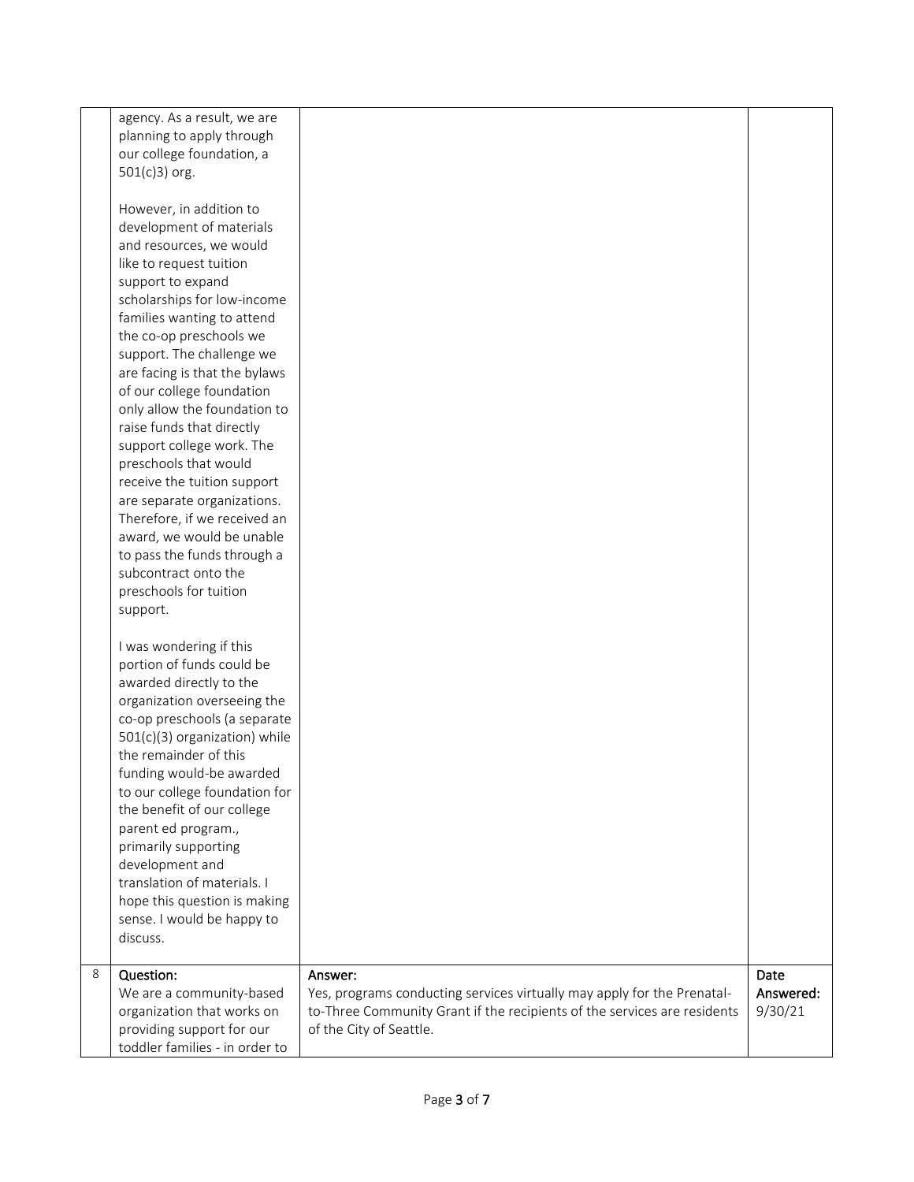| | | | |
|---|---|---|---|
| | agency. As a result, we are planning to apply through our college foundation, a 501(c)3) org.<br><br>However, in addition to development of materials and resources, we would like to request tuition support to expand scholarships for low-income families wanting to attend the co-op preschools we support. The challenge we are facing is that the bylaws of our college foundation only allow the foundation to raise funds that directly support college work. The preschools that would receive the tuition support are separate organizations. Therefore, if we received an award, we would be unable to pass the funds through a subcontract onto the preschools for tuition support.<br><br>I was wondering if this portion of funds could be awarded directly to the organization overseeing the co-op preschools (a separate 501(c)(3) organization) while the remainder of this funding would-be awarded to our college foundation for the benefit of our college parent ed program., primarily supporting development and translation of materials. I hope this question is making sense. I would be happy to discuss. | | |
| 8 | Question:<br>We are a community-based organization that works on providing support for our toddler families - in order to | Answer:<br>Yes, programs conducting services virtually may apply for the Prenatal-to-Three Community Grant if the recipients of the services are residents of the City of Seattle. | Date Answered:<br>9/30/21 |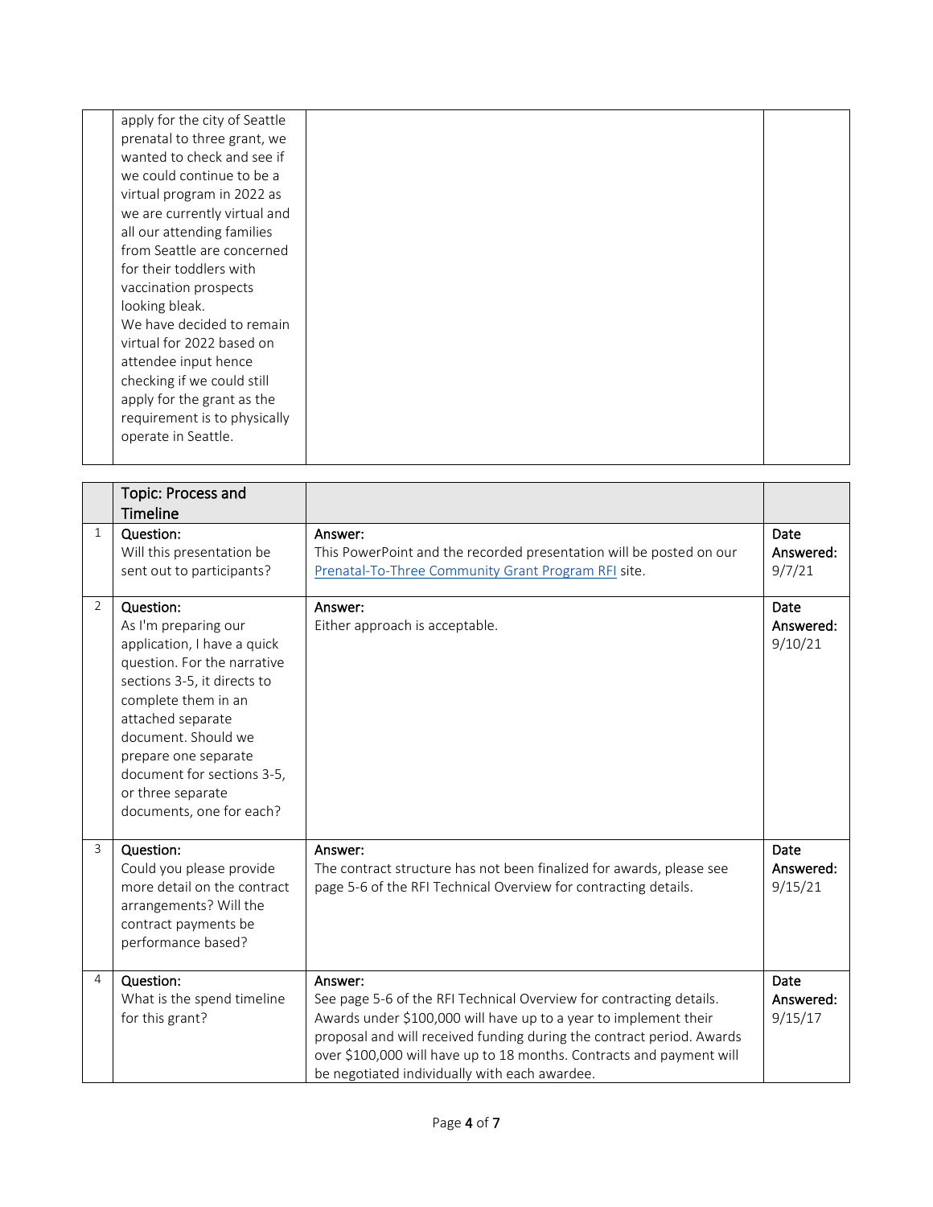| | | | |
|---|---|---|---|
| | apply for the city of Seattle prenatal to three grant, we wanted to check and see if we could continue to be a virtual program in 2022 as we are currently virtual and all our attending families from Seattle are concerned for their toddlers with vaccination prospects looking bleak.<br>We have decided to remain virtual for 2022 based on attendee input hence checking if we could still apply for the grant as the requirement is to physically operate in Seattle. | | |

| | Topic: Process and Timeline | | |
|---|---|---|---|
| 1 | **Question:**<br>Will this presentation be sent out to participants? | **Answer:**<br>This PowerPoint and the recorded presentation will be posted on our Prenatal-To-Three Community Grant Program RFI site. | **Date Answered:**<br>9/7/21 |
| 2 | **Question:**<br>As I'm preparing our application, I have a quick question. For the narrative sections 3-5, it directs to complete them in an attached separate document. Should we prepare one separate document for sections 3-5, or three separate documents, one for each? | **Answer:**<br>Either approach is acceptable. | **Date Answered:**<br>9/10/21 |
| 3 | **Question:**<br>Could you please provide more detail on the contract arrangements? Will the contract payments be performance based? | **Answer:**<br>The contract structure has not been finalized for awards, please see page 5-6 of the RFI Technical Overview for contracting details. | **Date Answered:**<br>9/15/21 |
| 4 | **Question:**<br>What is the spend timeline for this grant? | **Answer:**<br>See page 5-6 of the RFI Technical Overview for contracting details. Awards under $100,000 will have up to a year to implement their proposal and will received funding during the contract period. Awards over $100,000 will have up to 18 months. Contracts and payment will be negotiated individually with each awardee. | **Date Answered:**<br>9/15/17 |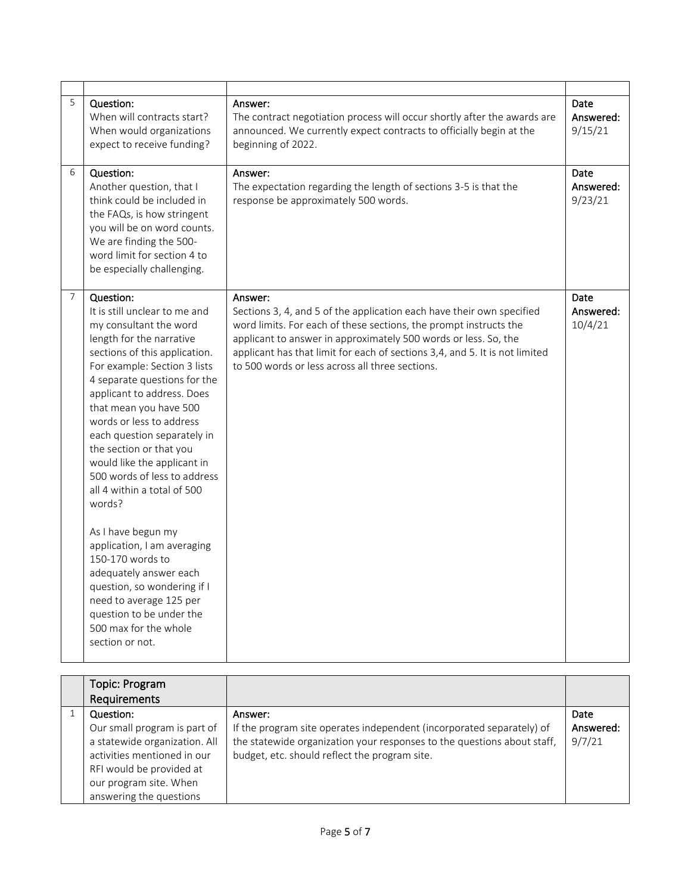| | | | |
|---|---|---|---|
| 5 | **Question:**<br>When will contracts start? When would organizations expect to receive funding? | **Answer:**<br>The contract negotiation process will occur shortly after the awards are announced. We currently expect contracts to officially begin at the beginning of 2022. | **Date Answered:**<br>9/15/21 |
| 6 | **Question:**<br>Another question, that I think could be included in the FAQs, is how stringent you will be on word counts. We are finding the 500-word limit for section 4 to be especially challenging. | **Answer:**<br>The expectation regarding the length of sections 3-5 is that the response be approximately 500 words. | **Date Answered:**<br>9/23/21 |
| 7 | **Question:**<br>It is still unclear to me and my consultant the word length for the narrative sections of this application. For example: Section 3 lists 4 separate questions for the applicant to address. Does that mean you have 500 words or less to address each question separately in the section or that you would like the applicant in 500 words of less to address all 4 within a total of 500 words?<br><br>As I have begun my application, I am averaging 150-170 words to adequately answer each question, so wondering if I need to average 125 per question to be under the 500 max for the whole section or not. | **Answer:**<br>Sections 3, 4, and 5 of the application each have their own specified word limits. For each of these sections, the prompt instructs the applicant to answer in approximately 500 words or less. So, the applicant has that limit for each of sections 3,4, and 5. It is not limited to 500 words or less across all three sections. | **Date Answered:**<br>10/4/21 |

| | Topic: Program Requirements | | |
|---|---|---|---|
| 1 | **Question:**<br>Our small program is part of a statewide organization. All activities mentioned in our RFI would be provided at our program site. When answering the questions | **Answer:**<br>If the program site operates independent (incorporated separately) of the statewide organization your responses to the questions about staff, budget, etc. should reflect the program site. | **Date Answered:**<br>9/7/21 |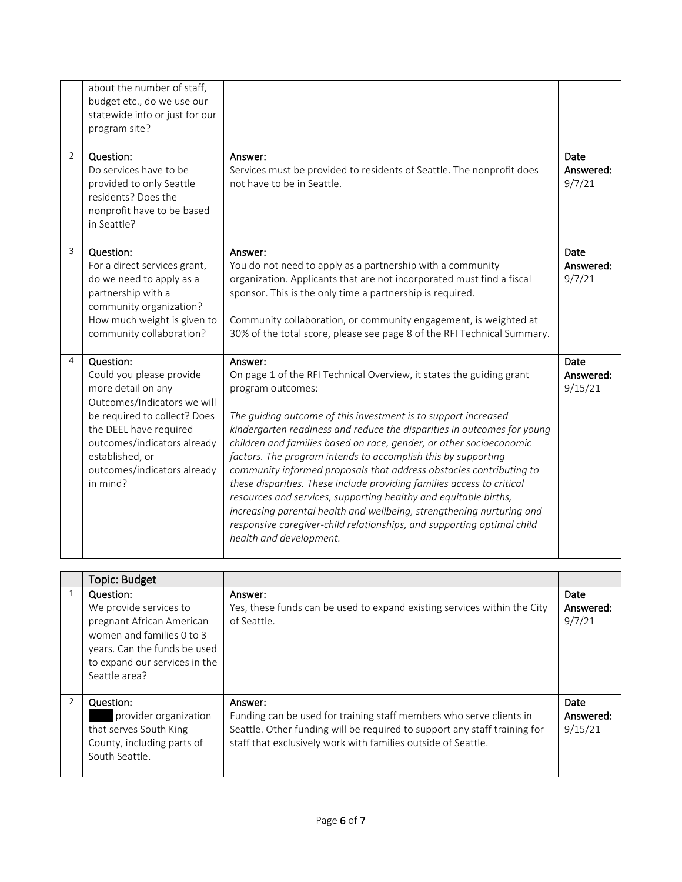| | | | |
|---|---|---|---|
| | about the number of staff, budget etc., do we use our statewide info or just for our program site? | | |
| 2 | Question:<br>Do services have to be provided to only Seattle residents? Does the nonprofit have to be based in Seattle? | Answer:<br>Services must be provided to residents of Seattle. The nonprofit does not have to be in Seattle. | Date Answered: 9/7/21 |
| 3 | Question:<br>For a direct services grant, do we need to apply as a partnership with a community organization? How much weight is given to community collaboration? | Answer:<br>You do not need to apply as a partnership with a community organization. Applicants that are not incorporated must find a fiscal sponsor. This is the only time a partnership is required.<br><br>Community collaboration, or community engagement, is weighted at 30% of the total score, please see page 8 of the RFI Technical Summary. | Date Answered: 9/7/21 |
| 4 | Question:<br>Could you please provide more detail on any Outcomes/Indicators we will be required to collect? Does the DEEL have required outcomes/indicators already established, or outcomes/indicators already in mind? | Answer:<br>On page 1 of the RFI Technical Overview, it states the guiding grant program outcomes:<br><br>*The guiding outcome of this investment is to support increased kindergarten readiness and reduce the disparities in outcomes for young children and families based on race, gender, or other socioeconomic factors. The program intends to accomplish this by supporting community informed proposals that address obstacles contributing to these disparities. These include providing families access to critical resources and services, supporting healthy and equitable births, increasing parental health and wellbeing, strengthening nurturing and responsive caregiver-child relationships, and supporting optimal child health and development.* | Date Answered: 9/15/21 |

| | Topic: Budget | | |
|---|---|---|---|
| 1 | Question:<br>We provide services to pregnant African American women and families 0 to 3 years. Can the funds be used to expand our services in the Seattle area? | Answer:<br>Yes, these funds can be used to expand existing services within the City of Seattle. | Date Answered: 9/7/21 |
| 2 | Question:<br>████ provider organization that serves South King County, including parts of South Seattle. | Answer:<br>Funding can be used for training staff members who serve clients in Seattle. Other funding will be required to support any staff training for staff that exclusively work with families outside of Seattle. | Date Answered: 9/15/21 |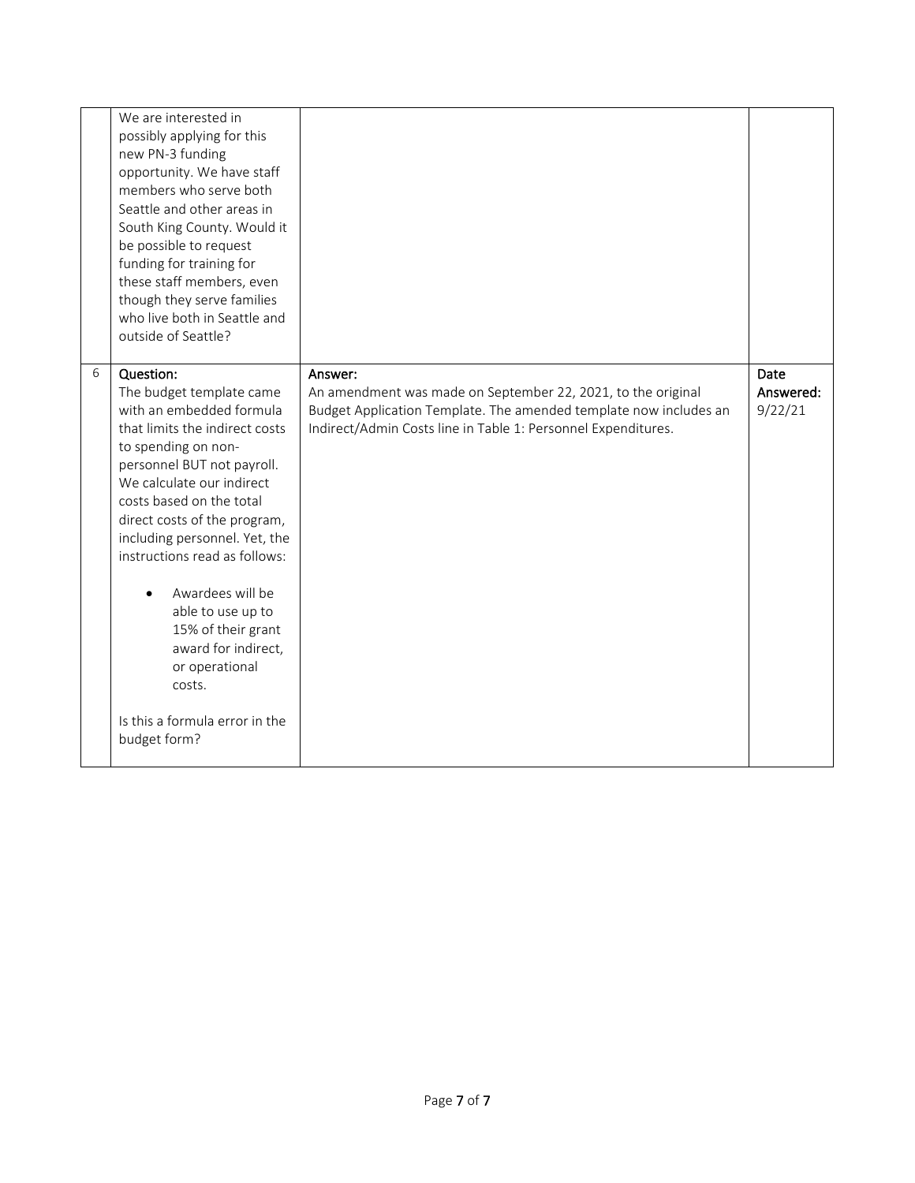| | | | |
|---|---|---|---|
| | We are interested in possibly applying for this new PN-3 funding opportunity. We have staff members who serve both Seattle and other areas in South King County. Would it be possible to request funding for training for these staff members, even though they serve families who live both in Seattle and outside of Seattle? | | |
| 6 | **Question:**<br>The budget template came with an embedded formula that limits the indirect costs to spending on non-personnel BUT not payroll. We calculate our indirect costs based on the total direct costs of the program, including personnel. Yet, the instructions read as follows:<br><br>• Awardees will be able to use up to 15% of their grant award for indirect, or operational costs.<br><br>Is this a formula error in the budget form? | **Answer:**<br>An amendment was made on September 22, 2021, to the original Budget Application Template. The amended template now includes an Indirect/Admin Costs line in Table 1: Personnel Expenditures. | **Date Answered:**<br>9/22/21 |